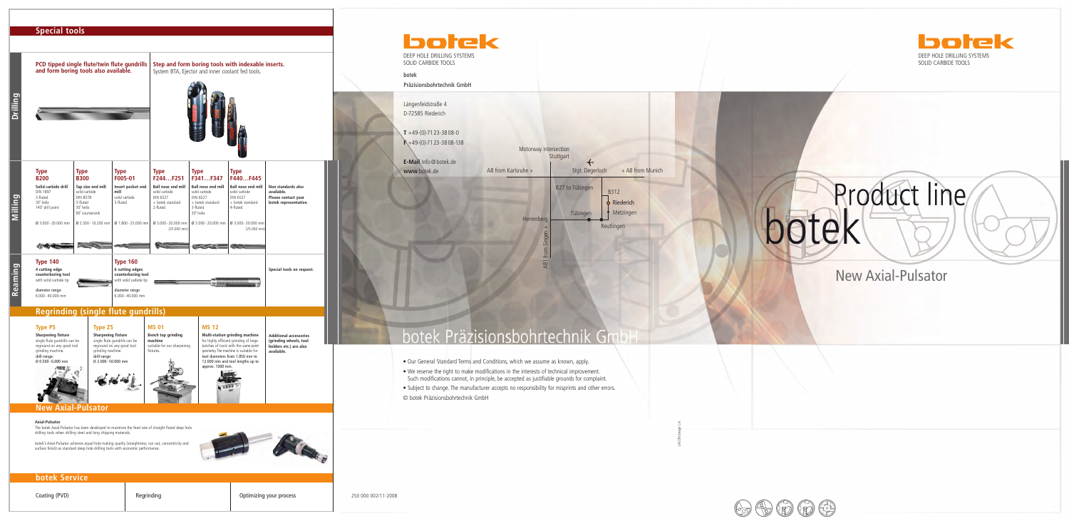## Special tools

### Drilling

**PCD tipped single flute/twin flute gundrills and form boring tools also available.**

**Step and form boring tools with indexable inserts.**
System BTA, Ejector and inner coolant fed tools.

### Milling

| Type B200 | Type B300 | Type F005-01 | Type F244…F251 | Type F341…F347 | Type F440…F445 | |
|---|---|---|---|---|---|---|
| **Solid carbide drill** DIN 1897 3-fluted 30° helix 140° drill point | **Tap size end mill** solid carbide DIN 8378 3-fluted 30° helix 90° countersink | **Insert pocket end mill** solid carbide 3-fluted | **Ball nose end mill** solid carbide DIN 6527 + botek standard 2-fluted | **Ball nose end mill** solid carbide DIN 6527 + botek standard 3-fluted 30° helix | **Ball nose end mill** solid carbide DIN 6527 + botek standard 4-fluted | **Non standards also available. Please contact your botek representative.** |
| Ø 3.000 - 20.000 mm | Ø 2.500 - 10.200 mm | Ø 1.800 - 25.000 mm | Ø 3.000 - 20.000 mm (25.000 mm) | Ø 3.000 - 20.000 mm | Ø 3.000 - 20.000 mm (25.000 mm) | |

### Reaming

**Type 140**
4 cutting edge counterboring tool with solid carbide tip
diameter range: 6.000 - 40.000 mm

**Type 160**
6 cutting edges counterboring tool with solid carbide tip
diameter range: 6.000 - 40.000 mm

**Special tools on request.**

## Regrinding (single flute gundrills)

**Type PS**
**Sharpening fixture**
single flute gundrills can be reground on any good tool grinding machine.
**drill-range:**
Ø 0.500 - 6.000 mm

**Type ZS**
**Sharpening fixture**
single flute gundrills can be reground on any good tool grinding machine.
**drill-range:**
Ø 2.000 - 50.000 mm

**MS 01**
**Bench top grinding machine**
suitable for our sharpening fixtures.

**MS 12**
**Multi-station grinding machine**
for highly efficient grinding of large batches of tools with the same point geometry. The machine is suitable for tool diameters from 1.850 mm to 12.000 mm and tool lengths up to approx. 1000 mm.

**Additional accessories (grinding wheels, tool holders etc.) are also available.**

## New Axial-Pulsator

**Axial-Pulsator**

The botek Axial-Pulsator has been developed to maximize the feed rate of straight fluted deep hole drilling tools when drilling steel and long chipping materials.

botek's Axial-Pulsator achieves equal hole making quality (straightness, run out, concentricity and surface finish) as standard deep hole drilling tools with economic performance.

## botek Service

Coating (PVD)

Regrinding

Optimizing your process

---

# botek

DEEP HOLE DRILLING SYSTEMS
SOLID CARBIDE TOOLS

botek
Präzisionsbohrtechnik GmbH

Längenfeldstraße 4
D-72585 Riederich

**T** +49-(0)-71 23-38 08-0
**F** +49-(0)-71 23-38 08-138

**E-Mail** Info@botek.de
**www**.botek.de

Motorway intersection Stuttgart
A8 from Karlsruhe »
Stgt. Degerloch
« A8 from Munich
B27 to Tübingen
B312
Riederich
Metzingen
Tübingen
Herrenberg
Reutlingen
A81 from Singen »

## botek Präzisionsbohrtechnik GmbH

- Our General Standard Terms and Conditions, which we assume as known, apply.
- We reserve the right to make modifications in the interests of technical improvement. Such modifications cannot, in principle, be accepted as justifiable grounds for complaint.
- Subject to change. The manufacturer accepts no responsibility for misprints and other errors.

© botek Präzisionsbohrtechnik GmbH

250 000 002/11-2008

---

# botek

DEEP HOLE DRILLING SYSTEMS
SOLID CARBIDE TOOLS

# Product line botek

## New Axial-Pulsator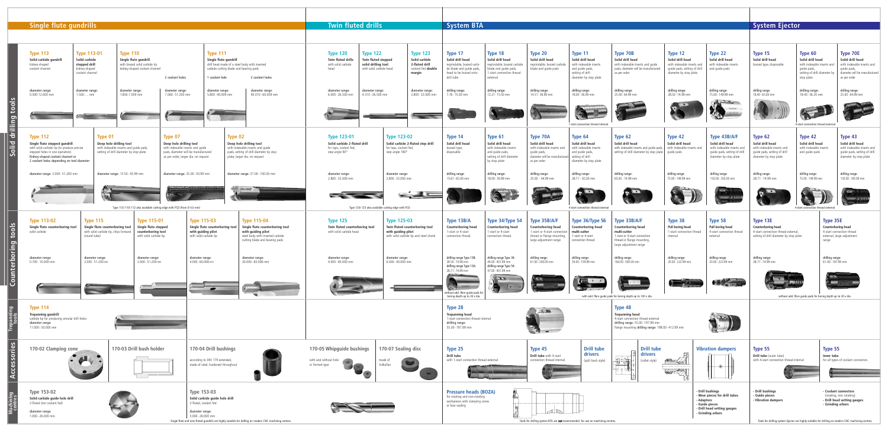# Single flute gundrills | Twin fluted drills | System BTA | System Ejector

## Solid drilling tools

### Single flute gundrills

**Type 113**
Solid carbide gundrill
kidney-shaped coolant channel
diameter range: 0.500-12.000 mm

**Type 113-01**
Solid carbide stepped drill
kidney-shaped coolant channel
diameter range: 1.500-.... mm

**Type 110**
Single flute gundrill
with brazed solid carbide tip
kidney-shaped coolant channel
2 coolant holes
diameter range: 1.850-7.059 mm
diameter range: 7.060-51.200 mm

**Type 111**
Single flute gundrill
drill head made of a steel body with inserted carbide cutting blade and bearing pads
1 coolant hole
2 coolant holes
diameter range: 5.800-40.009 mm
diameter range: 40.010-60.009 mm

**Type 112**
Single flute stepped gundrill
with solid carbide tip (to produce precise stepped holes in one operation)
Kidney-shaped coolant channel or 2 coolant holes depending on tool diameter
diameter range: 2.000-51.200 mm

**Type 01**
Deep hole drilling tool
with indexable inserts and guide pads, setting of drill diameter by stop plate
diameter range: 13.50-43.99 mm

**Type 07**
Deep hole drilling tool
with indexable inserts and guide pads, diameter will be manufactured as per order, larger dia. on request
diameter range: 25.00-50.99 mm

**Type 02**
Deep hole drilling tool
with indexable inserts and guide pads, setting of drill diameter by stop plate, larger dia. on request
diameter range: 37.00-100.00 mm

Type 113/110/112 also available cutting edge with PCD (from Ø 4,0 mm)

### Twin fluted drills

**Type 120**
Twin fluted drills
with solid carbide head
diameter range: 6.000-26.500 mm

**Type 122**
Twin fluted stepped solid drilling tool
with solid carbide head
diameter range: 4.510-26.500 mm

**Type 123**
Solid carbide 2-fluted drill
coolant fed **double margin**
diameter range: 2.800-32.000 mm

**Type 123-01**
Solid carbide 2-fluted drill
for taps, coolant fed, step angle 90°
diameter range: 2.800-32.000 mm

**Type 123-02**
Solid carbide 2-fluted step drill
for taps, coolant fed, step angle 180°
diameter range: 2.800-32.000 mm

Type 120/123 also available cutting edge with PCD

### System BTA

**Type 17**
Solid drill head
regrindable, brazed carbide blade and guide pads, head to be brazed onto drill tube
drilling range: 7.76-15.50 mm

**Type 18**
Solid drill head
regrindable, brazed carbide blade and guide pads, 1-start connection thread external
drilling range: 12.21-15.50 mm

**Type 20**
Solid drill head
regrindable, brazed carbide blade and guide pads
drilling range: 14.51-36.99 mm

**Type 11**
Solid drill head
with indexable inserts and guide pads, setting of drill diameter by stop plate
drilling range: 18.00-36.99 mm
1-start connection thread internal

**Type 70B**
Solid drill head
with indexable inserts and guide pads, diameter will be manufactured as per order
drilling range: 25.00-64.99 mm

**Type 12**
Solid drill head
with indexable inserts and guide pads, setting of drill diameter by stop plate
drilling range: 28.50-74.99 mm

**Type 22**
Solid drill head
with indexable inserts and guide pads
drilling range: 75.00-149.99 mm

**Type 14**
Solid drill head
brazed type, disposable
drilling range: 15.61-65.00 mm

**Type 61**
Solid drill head
with indexable inserts and guide pads, setting of drill diameter by stop plate
drilling range: 18.00-36.99 mm

**Type 70A**
Solid drill head
with indexable inserts and guide pads, diameter will be manufactured as per order
drilling range: 25.00-64.99 mm

**Type 64**
Solid drill head
with indexable inserts and guide pads, setting of drill diameter by stop plate
drilling range: 28.71-65.00 mm

4-start connection thread external

**Type 62**
Solid drill head
with indexable inserts and guide pads, setting of drill diameter by stop plate
drilling range: 65.00-74.99 mm

**Type 42**
Solid drill head
with indexable inserts and guide pads
drilling range: 75.00-149.99 mm

**Type 43B/A/F**
Solid drill head
with indexable inserts and guide pads, setting of drill diameter by stop plate
drilling range: 150.00-350.00 mm

### System Ejector

**Type 15**
Solid drill head
brazed type, disposable
drilling range: 18.40-65.00 mm

**Type 60**
Solid drill head
with indexable inserts and guide pads, setting of drill diameter by stop plate
drilling range: 18.40-36.20 mm

**Type 70E**
Solid drill head
with indexable inserts and guide pads, diameter will be manufactured as per order
drilling range: 25.00-64.99 mm

4-start connection thread external

**Type 62**
Solid drill head
with indexable inserts and guide pads, setting of drill diameter by stop plate
drilling range: 28.71-74.99 mm

**Type 42**
Solid drill head
with indexable inserts and guide pads
drilling range: 75.00-149.99 mm

**Type 43**
Solid drill head
with indexable inserts and guide pads, setting of drill diameter by stop plate
drilling range: 150.00-183.99 mm

4-start connection thread external

## Counterboring tools

**Type 113-02**
Single flute counterboring tool
solid carbide
diameter range: 0.700-10.000 mm

**Type 115**
Single flute counterboring tool
with solid carbide tip, chips forward (round tube)
diameter range: 2.000-51.200 mm

**Type 115-01**
Single flute stepped counterboring tool
with solid carbide tip
diameter range: 2.000-51.200 mm

**Type 115-03**
Single flute counterboring tool
**with guiding pilot**
with solid carbide tip
diameter range: 4.000-60.000 mm

**Type 115-04**
Single flute counterboring tool
**with guiding pilot**
steel body with inserted carbide cutting blade and bearing pads
diameter range: 30.000-60.006 mm

**Type 125**
Twin fluted counterboring tool
with solid carbide head
diameter range: 4.000-40.000 mm

**Type 125-03**
Twin fluted counterboring tool
**with guiding pilot**
with solid carbide tip and steel shank
diameter range: 6.000-40.000 mm

**Type 13B/A**
Counterboring head
1-start or 4-start connection thread
drilling range Type 13B: 28.50-74.99 mm
drilling range Type 13A: 28.71-74.99 mm
without add. fibre guide pads for boring depth up to 30 x dia.

**Type 34/Type 54**
Counterboring head
1-start or 4-start connection thread
drilling range Type 34: 44.00-401.99 mm
drilling range Type 54: 47.00-401.99 mm

**Type 35B/A/F**
Counterboring head
1-start or 4-start connection thread or flange mounting, large adjustment range
drilling: 61.00-500.00 mm

**Type 36/Type 56**
Counterboring head
1-start or 4-start connection thread
drilling: 34.00-159.99 mm

**Type 33B/A/F**
Counterboring head
**multi-cutter**
1-start or 4-start connection thread or flange mounting, large adjustment range
drilling range: 160.00-500.00 mm

**Type 38**
Pull boring head
1-start connection thread internal
drilling range: 20.00-222.99 mm

**Type 58**
Pull boring head
4-start connection thread external
drilling range: 20.00-222.99 mm

with add. fibre guide pads for boring depth up to 100 x dia.

**Type 13E**
Counterboring head
4-start connection thread external, setting of drill diameter by stop plate
drilling range: 28.71-74.99 mm

**Type 35E**
Counterboring head
4-start connection thread external, large adjustment range
drilling range: 61.00-197.99 mm

without add. fibre guide pads for boring depth up to 30 x dia.

## Trepanning tools

**Type 114**
Trepanning gundrill
carbide tip for producing annular drill holes
diameter range: 11.000-50.000 mm

**Type 28**
Trepanning head
1-start connection thread internal
drilling range: 55.00-197.99 mm

**Type 48**
Trepanning head
4-start connection thread external
drilling range: 55.00-197.99 mm
flange mounting drilling range: 198.00-412.99 mm

## Accessories

**170-02 Clamping cone**

**170-03 Drill bush holder**

**170-04 Drill bushings**
according to DIN 179 extended, made of steel, hardened throughout

**170-05 Whipguide bushings**
with and without hole or formed type

**170-07 Sealing disc**
made of Vulkollan

**Type 25**
Drill tube
with 1-start connection thread external

**Type 45**
Drill tube with 4-start connection thread internal

**Drill tube drivers**
(split bush style)

**Drill tube drivers**
(collet style)

**Vibration dampers**

**Type 55**
Drill tube (outer tube)
with 4-start connection thread internal

**Type 55**
Inner tube
for all types of coolant connectors

## Machining centres

**Type 153-02**
Solid carbide guide hole drill
2-fluted (not coolant fed)
diameter range: 1.000-26.000 mm

**Type 153-03**
Solid carbide guide hole drill
2-fluted, coolant fed
diameter range: 3.000-26.000 mm

Single flute and twin fluted gundrills are highly suitable for drilling on modern CNC machining centres.

**Pressure heads (BOZA)**
for rotating and non-rotating workpieces with clamping cones or face sealing

- Drill bushings
- Wear pieces for drill tubes
- Adaptors
- Guide pieces
- Drill head setting gauges
- Grinding arbors

Tools for drilling system BTA are **not** recommended for use on machining centres.

- Drill bushings
- Guide pieces
- Vibration dampers

- Coolant connectors (rotating, non rotating)
- Drill head setting gauges
- Grinding arbors

Tools for drilling system Ejector are highly suitable for drilling on modern CNC machining centres.